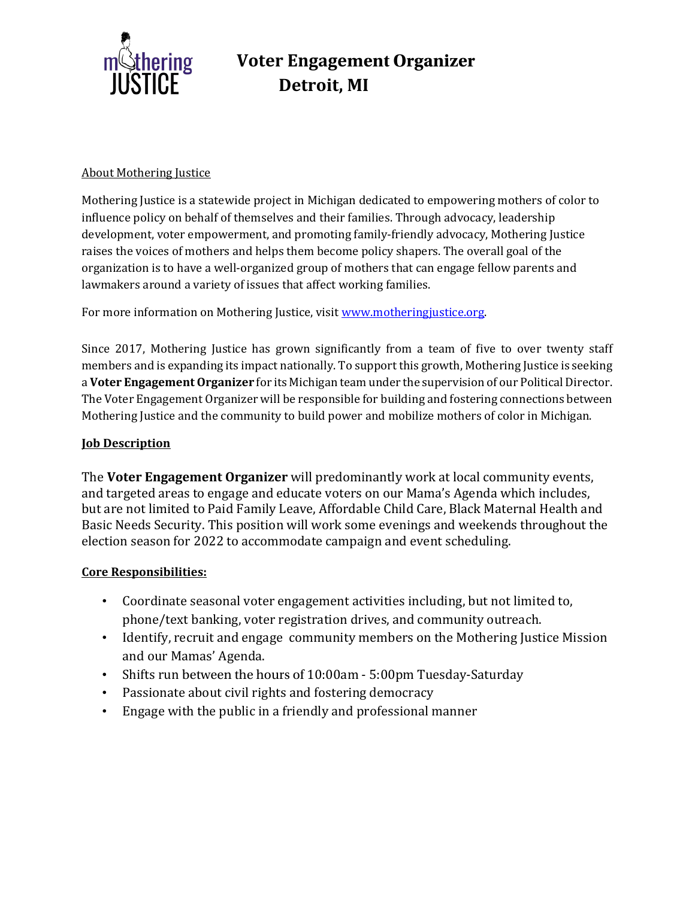mothering JUSTICE

# Voter Engagement Organizer
## Detroit, MI

About Mothering Justice

Mothering Justice is a statewide project in Michigan dedicated to empowering mothers of color to influence policy on behalf of themselves and their families. Through advocacy, leadership development, voter empowerment, and promoting family-friendly advocacy, Mothering Justice raises the voices of mothers and helps them become policy shapers. The overall goal of the organization is to have a well-organized group of mothers that can engage fellow parents and lawmakers around a variety of issues that affect working families.

For more information on Mothering Justice, visit www.motheringjustice.org.

Since 2017, Mothering Justice has grown significantly from a team of five to over twenty staff members and is expanding its impact nationally. To support this growth, Mothering Justice is seeking a **Voter Engagement Organizer** for its Michigan team under the supervision of our Political Director. The Voter Engagement Organizer will be responsible for building and fostering connections between Mothering Justice and the community to build power and mobilize mothers of color in Michigan.

**Job Description**

The **Voter Engagement Organizer** will predominantly work at local community events, and targeted areas to engage and educate voters on our Mama's Agenda which includes, but are not limited to Paid Family Leave, Affordable Child Care, Black Maternal Health and Basic Needs Security. This position will work some evenings and weekends throughout the election season for 2022 to accommodate campaign and event scheduling.

**Core Responsibilities:**

- Coordinate seasonal voter engagement activities including, but not limited to, phone/text banking, voter registration drives, and community outreach.
- Identify, recruit and engage community members on the Mothering Justice Mission and our Mamas' Agenda.
- Shifts run between the hours of 10:00am - 5:00pm Tuesday-Saturday
- Passionate about civil rights and fostering democracy
- Engage with the public in a friendly and professional manner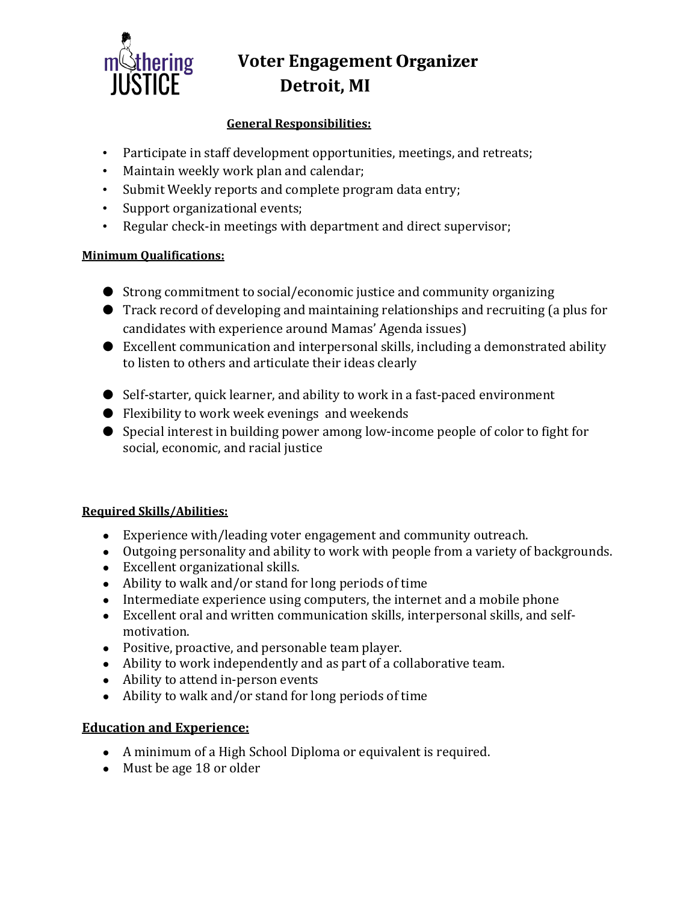# Voter Engagement Organizer
## Detroit, MI

**General Responsibilities:**

- Participate in staff development opportunities, meetings, and retreats;
- Maintain weekly work plan and calendar;
- Submit Weekly reports and complete program data entry;
- Support organizational events;
- Regular check-in meetings with department and direct supervisor;

**Minimum Qualifications:**

- Strong commitment to social/economic justice and community organizing
- Track record of developing and maintaining relationships and recruiting (a plus for candidates with experience around Mamas' Agenda issues)
- Excellent communication and interpersonal skills, including a demonstrated ability to listen to others and articulate their ideas clearly
- Self-starter, quick learner, and ability to work in a fast-paced environment
- Flexibility to work week evenings and weekends
- Special interest in building power among low-income people of color to fight for social, economic, and racial justice

**Required Skills/Abilities:**

- Experience with/leading voter engagement and community outreach.
- Outgoing personality and ability to work with people from a variety of backgrounds.
- Excellent organizational skills.
- Ability to walk and/or stand for long periods of time
- Intermediate experience using computers, the internet and a mobile phone
- Excellent oral and written communication skills, interpersonal skills, and self-motivation.
- Positive, proactive, and personable team player.
- Ability to work independently and as part of a collaborative team.
- Ability to attend in-person events
- Ability to walk and/or stand for long periods of time

**Education and Experience:**

- A minimum of a High School Diploma or equivalent is required.
- Must be age 18 or older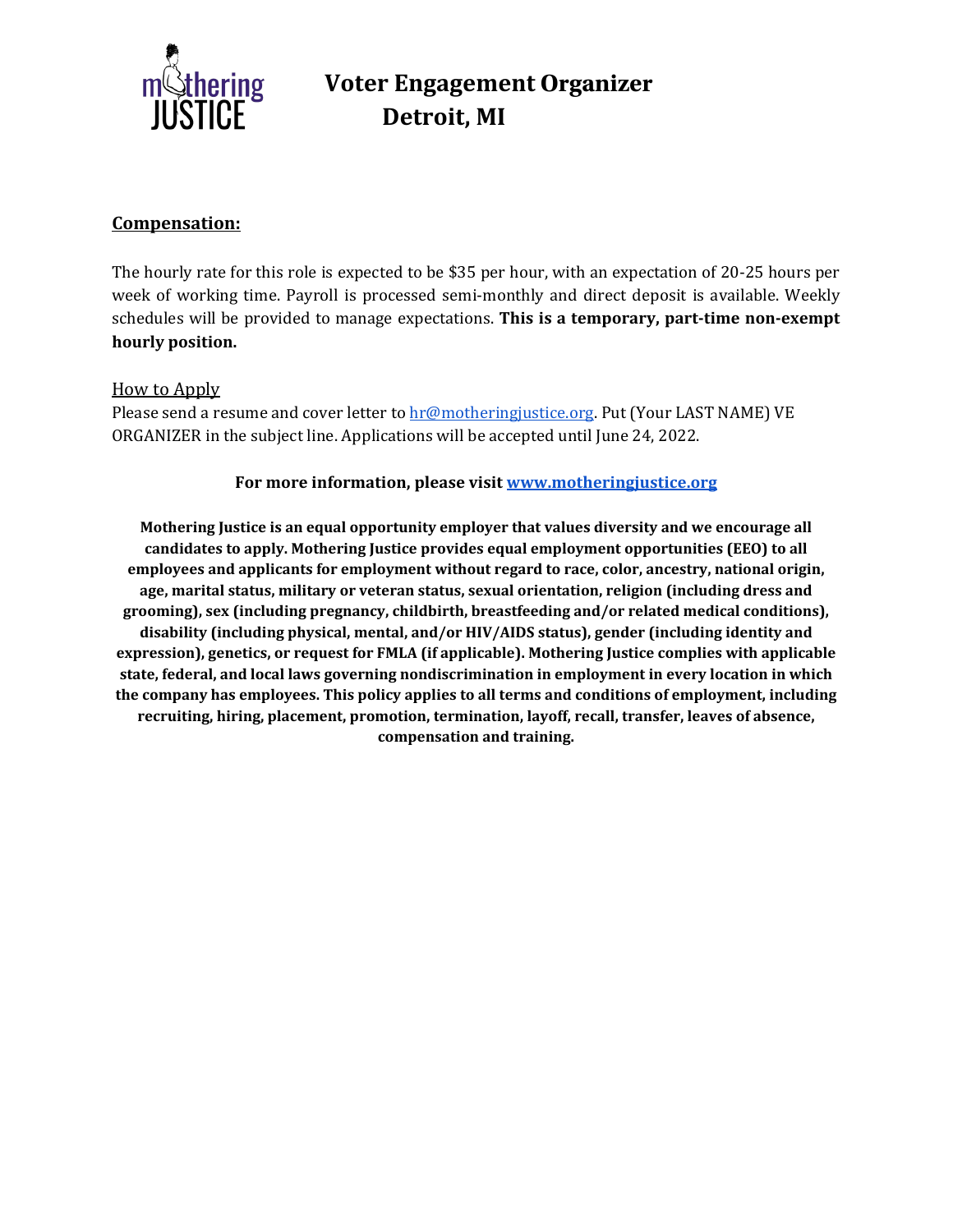# Voter Engagement Organizer
## Detroit, MI

**Compensation:**

The hourly rate for this role is expected to be $35 per hour, with an expectation of 20-25 hours per week of working time. Payroll is processed semi-monthly and direct deposit is available. Weekly schedules will be provided to manage expectations. **This is a temporary, part-time non-exempt hourly position.**

How to Apply

Please send a resume and cover letter to hr@motheringjustice.org. Put (Your LAST NAME) VE ORGANIZER in the subject line. Applications will be accepted until June 24, 2022.

**For more information, please visit www.motheringjustice.org**

**Mothering Justice is an equal opportunity employer that values diversity and we encourage all candidates to apply. Mothering Justice provides equal employment opportunities (EEO) to all employees and applicants for employment without regard to race, color, ancestry, national origin, age, marital status, military or veteran status, sexual orientation, religion (including dress and grooming), sex (including pregnancy, childbirth, breastfeeding and/or related medical conditions), disability (including physical, mental, and/or HIV/AIDS status), gender (including identity and expression), genetics, or request for FMLA (if applicable). Mothering Justice complies with applicable state, federal, and local laws governing nondiscrimination in employment in every location in which the company has employees. This policy applies to all terms and conditions of employment, including recruiting, hiring, placement, promotion, termination, layoff, recall, transfer, leaves of absence, compensation and training.**